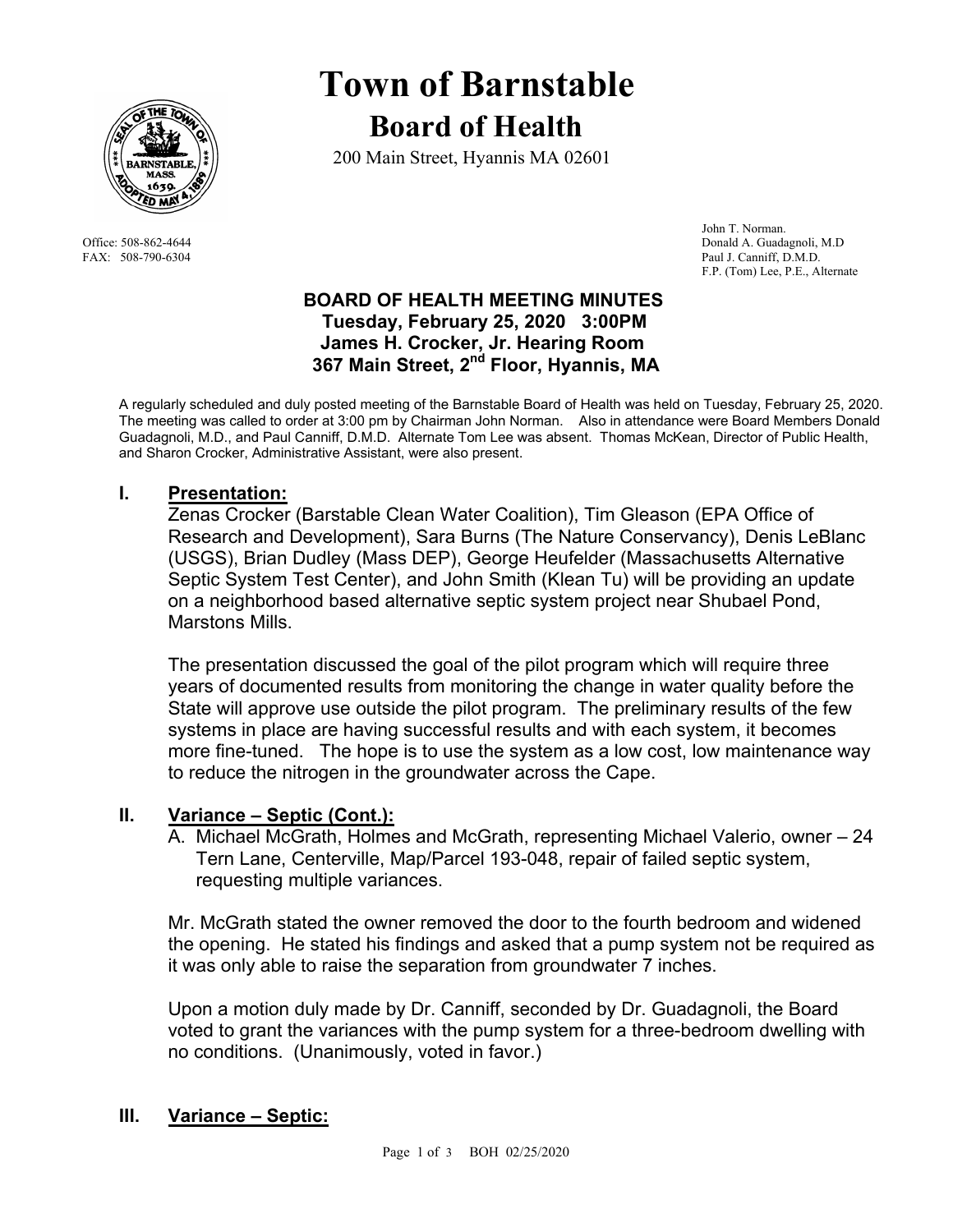# Town of Barnstable

## Board of Health

200 Main Street, Hyannis MA 02601

Office: 508-862-4644
FAX: 508-790-6304

John T. Norman.
Donald A. Guadagnoli, M.D
Paul J. Canniff, D.M.D.
F.P. (Tom) Lee, P.E., Alternate

**BOARD OF HEALTH MEETING MINUTES**
**Tuesday, February 25, 2020 3:00PM**
**James H. Crocker, Jr. Hearing Room**
**367 Main Street, 2nd Floor, Hyannis, MA**

A regularly scheduled and duly posted meeting of the Barnstable Board of Health was held on Tuesday, February 25, 2020. The meeting was called to order at 3:00 pm by Chairman John Norman. Also in attendance were Board Members Donald Guadagnoli, M.D., and Paul Canniff, D.M.D. Alternate Tom Lee was absent. Thomas McKean, Director of Public Health, and Sharon Crocker, Administrative Assistant, were also present.

## I. Presentation:

Zenas Crocker (Barstable Clean Water Coalition), Tim Gleason (EPA Office of Research and Development), Sara Burns (The Nature Conservancy), Denis LeBlanc (USGS), Brian Dudley (Mass DEP), George Heufelder (Massachusetts Alternative Septic System Test Center), and John Smith (Klean Tu) will be providing an update on a neighborhood based alternative septic system project near Shubael Pond, Marstons Mills.

The presentation discussed the goal of the pilot program which will require three years of documented results from monitoring the change in water quality before the State will approve use outside the pilot program. The preliminary results of the few systems in place are having successful results and with each system, it becomes more fine-tuned. The hope is to use the system as a low cost, low maintenance way to reduce the nitrogen in the groundwater across the Cape.

## II. Variance – Septic (Cont.):

A. Michael McGrath, Holmes and McGrath, representing Michael Valerio, owner – 24 Tern Lane, Centerville, Map/Parcel 193-048, repair of failed septic system, requesting multiple variances.

Mr. McGrath stated the owner removed the door to the fourth bedroom and widened the opening. He stated his findings and asked that a pump system not be required as it was only able to raise the separation from groundwater 7 inches.

Upon a motion duly made by Dr. Canniff, seconded by Dr. Guadagnoli, the Board voted to grant the variances with the pump system for a three-bedroom dwelling with no conditions. (Unanimously, voted in favor.)

## III. Variance – Septic: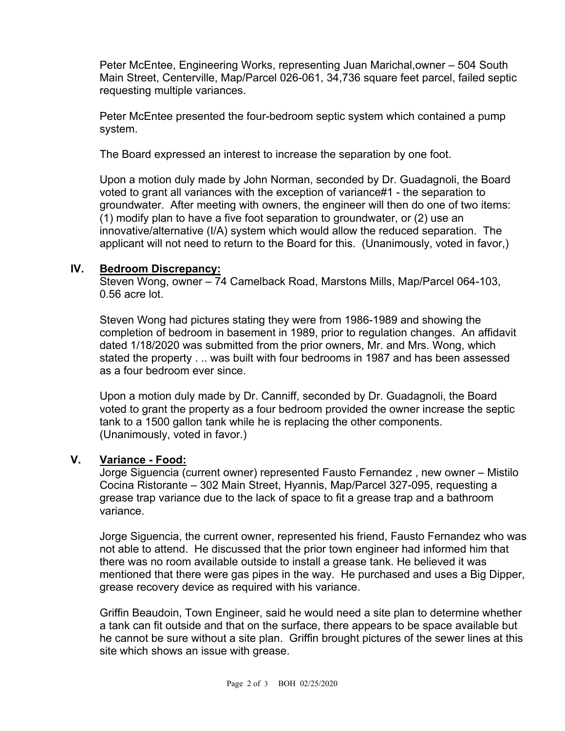Peter McEntee, Engineering Works, representing Juan Marichal,owner – 504 South Main Street, Centerville, Map/Parcel 026-061, 34,736 square feet parcel, failed septic requesting multiple variances.

Peter McEntee presented the four-bedroom septic system which contained a pump system.

The Board expressed an interest to increase the separation by one foot.

Upon a motion duly made by John Norman, seconded by Dr. Guadagnoli, the Board voted to grant all variances with the exception of variance#1 - the separation to groundwater. After meeting with owners, the engineer will then do one of two items: (1) modify plan to have a five foot separation to groundwater, or (2) use an innovative/alternative (I/A) system which would allow the reduced separation. The applicant will not need to return to the Board for this. (Unanimously, voted in favor,)

## IV. <u>Bedroom Discrepancy:</u>

Steven Wong, owner – 74 Camelback Road, Marstons Mills, Map/Parcel 064-103, 0.56 acre lot.

Steven Wong had pictures stating they were from 1986-1989 and showing the completion of bedroom in basement in 1989, prior to regulation changes. An affidavit dated 1/18/2020 was submitted from the prior owners, Mr. and Mrs. Wong, which stated the property . .. was built with four bedrooms in 1987 and has been assessed as a four bedroom ever since.

Upon a motion duly made by Dr. Canniff, seconded by Dr. Guadagnoli, the Board voted to grant the property as a four bedroom provided the owner increase the septic tank to a 1500 gallon tank while he is replacing the other components. (Unanimously, voted in favor.)

## V. <u>Variance - Food:</u>

Jorge Siguencia (current owner) represented Fausto Fernandez , new owner – Mistilo Cocina Ristorante – 302 Main Street, Hyannis, Map/Parcel 327-095, requesting a grease trap variance due to the lack of space to fit a grease trap and a bathroom variance.

Jorge Siguencia, the current owner, represented his friend, Fausto Fernandez who was not able to attend. He discussed that the prior town engineer had informed him that there was no room available outside to install a grease tank. He believed it was mentioned that there were gas pipes in the way. He purchased and uses a Big Dipper, grease recovery device as required with his variance.

Griffin Beaudoin, Town Engineer, said he would need a site plan to determine whether a tank can fit outside and that on the surface, there appears to be space available but he cannot be sure without a site plan. Griffin brought pictures of the sewer lines at this site which shows an issue with grease.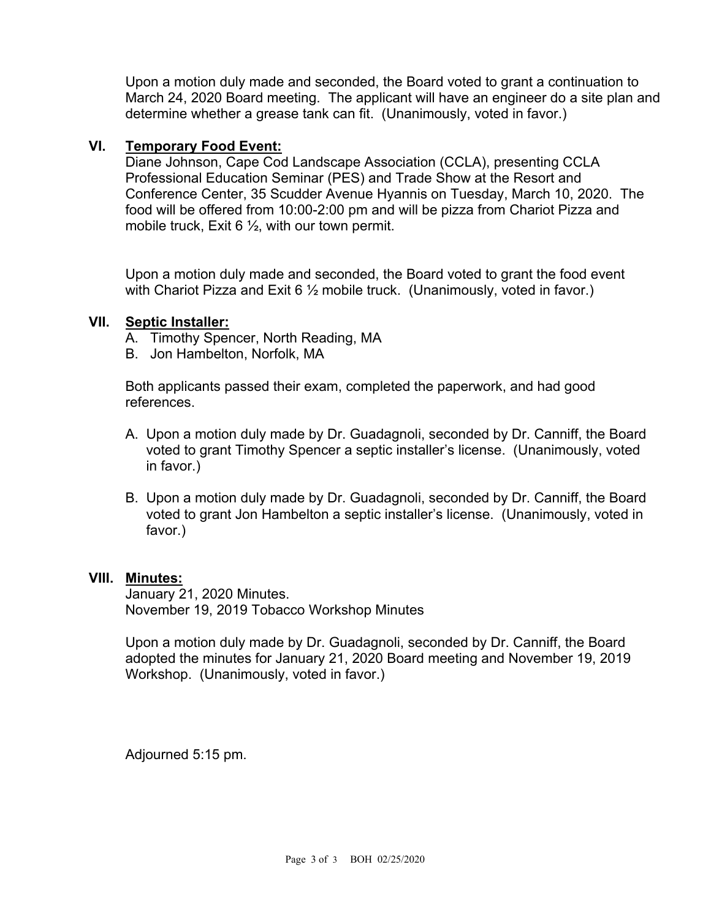Upon a motion duly made and seconded, the Board voted to grant a continuation to March 24, 2020 Board meeting. The applicant will have an engineer do a site plan and determine whether a grease tank can fit. (Unanimously, voted in favor.)

## VI. Temporary Food Event:

Diane Johnson, Cape Cod Landscape Association (CCLA), presenting CCLA Professional Education Seminar (PES) and Trade Show at the Resort and Conference Center, 35 Scudder Avenue Hyannis on Tuesday, March 10, 2020. The food will be offered from 10:00-2:00 pm and will be pizza from Chariot Pizza and mobile truck, Exit 6 ½, with our town permit.

Upon a motion duly made and seconded, the Board voted to grant the food event with Chariot Pizza and Exit 6 ½ mobile truck. (Unanimously, voted in favor.)

## VII. Septic Installer:

A. Timothy Spencer, North Reading, MA
B. Jon Hambelton, Norfolk, MA

Both applicants passed their exam, completed the paperwork, and had good references.

A. Upon a motion duly made by Dr. Guadagnoli, seconded by Dr. Canniff, the Board voted to grant Timothy Spencer a septic installer's license. (Unanimously, voted in favor.)

B. Upon a motion duly made by Dr. Guadagnoli, seconded by Dr. Canniff, the Board voted to grant Jon Hambelton a septic installer's license. (Unanimously, voted in favor.)

## VIII. Minutes:

January 21, 2020 Minutes.
November 19, 2019 Tobacco Workshop Minutes

Upon a motion duly made by Dr. Guadagnoli, seconded by Dr. Canniff, the Board adopted the minutes for January 21, 2020 Board meeting and November 19, 2019 Workshop. (Unanimously, voted in favor.)

Adjourned 5:15 pm.